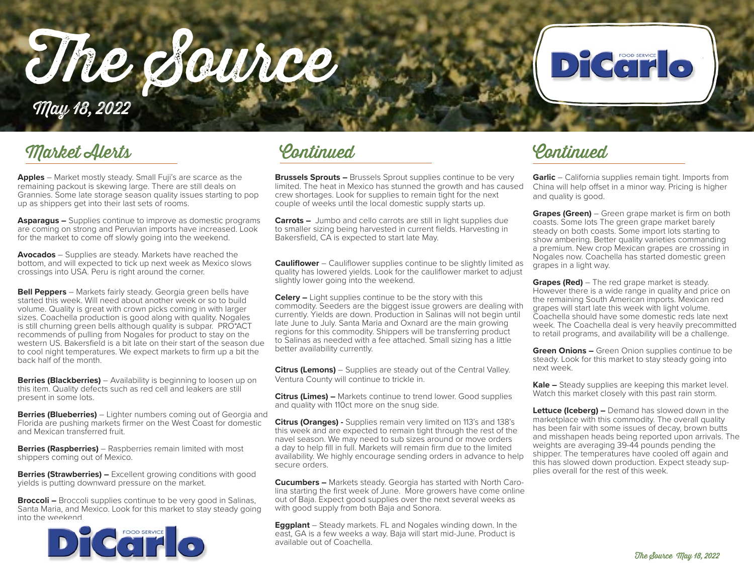# The Source

May 18, 2022

## Market Alerts

**Apples** – Market mostly steady. Small Fuji's are scarce as the remaining packout is skewing large. There are still deals on Grannies. Some late storage season quality issues starting to pop up as shippers get into their last sets of rooms.

**Asparagus –** Supplies continue to improve as domestic programs are coming on strong and Peruvian imports have increased. Look for the market to come off slowly going into the weekend.

**Avocados** – Supplies are steady. Markets have reached the bottom, and will expected to tick up next week as Mexico slows crossings into USA. Peru is right around the corner.

**Bell Peppers** – Markets fairly steady. Georgia green bells have started this week. Will need about another week or so to build volume. Quality is great with crown picks coming in with larger sizes. Coachella production is good along with quality. Nogales is still churning green bells although quality is subpar. PRO*ACT recommends of pulling from Nogales for product to stay on the western US. Bakersfield is a bit late on their start of the season due to cool night temperatures. We expect markets to firm up a bit the back half of the month.

**Berries (Blackberries)** – Availability is beginning to loosen up on this item. Quality defects such as red cell and leakers are still present in some lots.

**Berries (Blueberries)** – Lighter numbers coming out of Georgia and Florida are pushing markets firmer on the West Coast for domestic and Mexican transferred fruit.

**Berries (Raspberries)** – Raspberries remain limited with most shippers coming out of Mexico.

**Berries (Strawberries) –** Excellent growing conditions with good yields is putting downward pressure on the market.

**Broccoli –** Broccoli supplies continue to be very good in Salinas, Santa Maria, and Mexico. Look for this market to stay steady going into the weekend.

## Continued

**Brussels Sprouts –** Brussels Sprout supplies continue to be very limited. The heat in Mexico has stunned the growth and has caused crew shortages. Look for supplies to remain tight for the next couple of weeks until the local domestic supply starts up.

**Carrots –** Jumbo and cello carrots are still in light supplies due to smaller sizing being harvested in current fields. Harvesting in Bakersfield, CA is expected to start late May.

**Cauliflower** – Cauliflower supplies continue to be slightly limited as quality has lowered yields. Look for the cauliflower market to adjust slightly lower going into the weekend.

**Celery –** Light supplies continue to be the story with this commodity. Seeders are the biggest issue growers are dealing with currently. Yields are down. Production in Salinas will not begin until late June to July. Santa Maria and Oxnard are the main growing regions for this commodity. Shippers will be transferring product to Salinas as needed with a fee attached. Small sizing has a little better availability currently.

**Citrus (Lemons)** – Supplies are steady out of the Central Valley. Ventura County will continue to trickle in.

**Citrus (Limes) –** Markets continue to trend lower. Good supplies and quality with 110ct more on the snug side.

**Citrus (Oranges) -** Supplies remain very limited on 113's and 138's this week and are expected to remain tight through the rest of the navel season. We may need to sub sizes around or move orders a day to help fill in full. Markets will remain firm due to the limited availability. We highly encourage sending orders in advance to help secure orders.

**Cucumbers –** Markets steady. Georgia has started with North Carolina starting the first week of June. More growers have come online out of Baja. Expect good supplies over the next several weeks as with good supply from both Baja and Sonora.

**Eggplant** – Steady markets. FL and Nogales winding down. In the east, GA is a few weeks a way. Baja will start mid-June. Product is available out of Coachella.

## Continued

**Garlic** – California supplies remain tight. Imports from China will help offset in a minor way. Pricing is higher and quality is good.

**Grapes (Green)** – Green grape market is firm on both coasts. Some lots The green grape market barely steady on both coasts. Some import lots starting to show ambering. Better quality varieties commanding a premium. New crop Mexican grapes are crossing in Nogales now. Coachella has started domestic green grapes in a light way.

**Grapes (Red)** – The red grape market is steady. However there is a wide range in quality and price on the remaining South American imports. Mexican red grapes will start late this week with light volume. Coachella should have some domestic reds late next week. The Coachella deal is very heavily precommitted to retail programs, and availability will be a challenge.

**Green Onions –** Green Onion supplies continue to be steady. Look for this market to stay steady going into next week.

**Kale –** Steady supplies are keeping this market level. Watch this market closely with this past rain storm.

**Lettuce (Iceberg) –** Demand has slowed down in the marketplace with this commodity. The overall quality has been fair with some issues of decay, brown butts and misshapen heads being reported upon arrivals. The weights are averaging 39-44 pounds pending the shipper. The temperatures have cooled off again and this has slowed down production. Expect steady supplies overall for the rest of this week.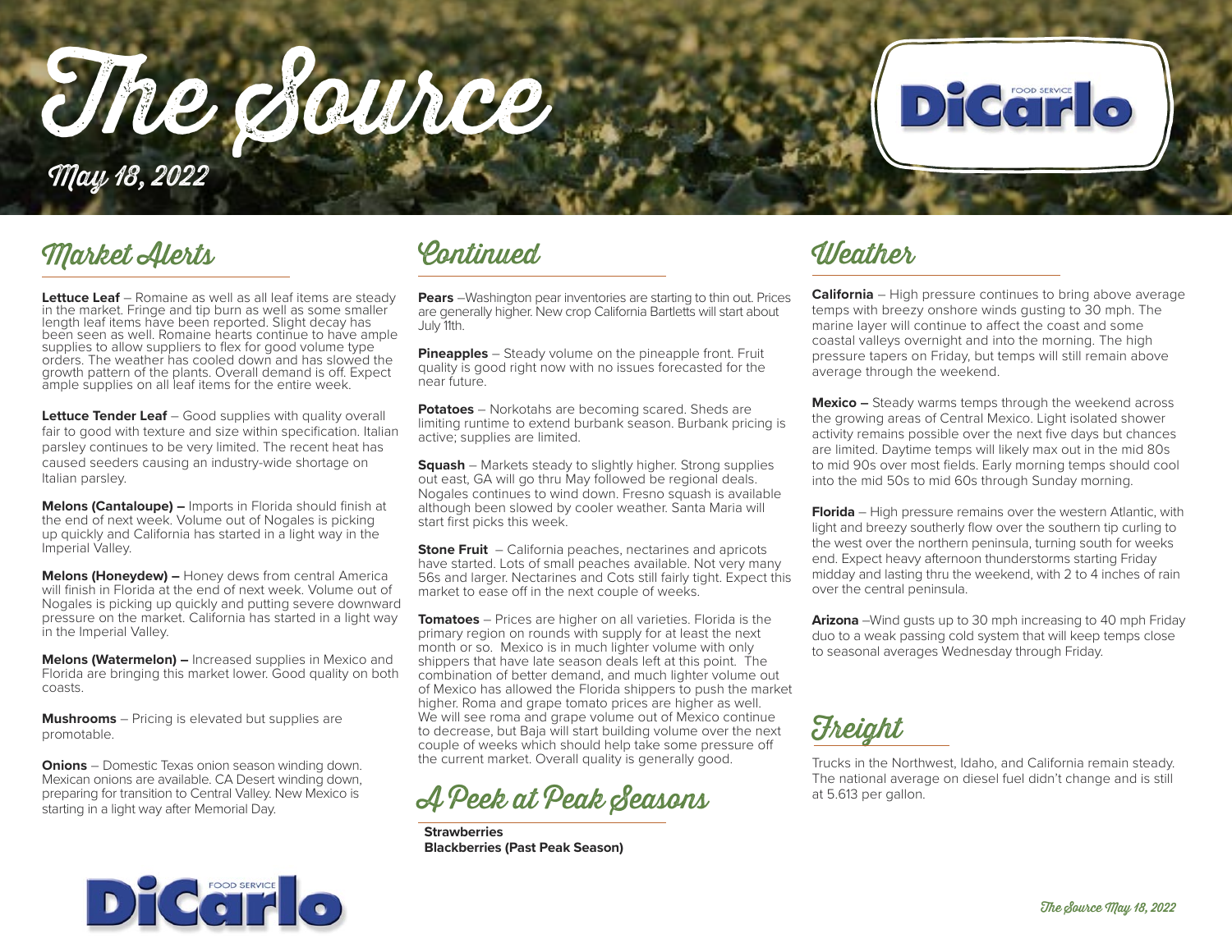# The Source

May 18, 2022

## Market Alerts

**Lettuce Leaf** – Romaine as well as all leaf items are steady in the market. Fringe and tip burn as well as some smaller length leaf items have been reported. Slight decay has been seen as well. Romaine hearts continue to have ample supplies to allow suppliers to flex for good volume type orders. The weather has cooled down and has slowed the growth pattern of the plants. Overall demand is off. Expect ample supplies on all leaf items for the entire week.

**Lettuce Tender Leaf** – Good supplies with quality overall fair to good with texture and size within specification. Italian parsley continues to be very limited. The recent heat has caused seeders causing an industry-wide shortage on Italian parsley.

**Melons (Cantaloupe) –** Imports in Florida should finish at the end of next week. Volume out of Nogales is picking up quickly and California has started in a light way in the Imperial Valley.

**Melons (Honeydew) –** Honey dews from central America will finish in Florida at the end of next week. Volume out of Nogales is picking up quickly and putting severe downward pressure on the market. California has started in a light way in the Imperial Valley.

**Melons (Watermelon) –** Increased supplies in Mexico and Florida are bringing this market lower. Good quality on both coasts.

**Mushrooms** – Pricing is elevated but supplies are promotable.

**Onions** – Domestic Texas onion season winding down. Mexican onions are available. CA Desert winding down, preparing for transition to Central Valley. New Mexico is starting in a light way after Memorial Day.

## Continued

**Pears** –Washington pear inventories are starting to thin out. Prices are generally higher. New crop California Bartletts will start about July 11th.

**Pineapples** – Steady volume on the pineapple front. Fruit quality is good right now with no issues forecasted for the near future.

**Potatoes** – Norkotahs are becoming scared. Sheds are limiting runtime to extend burbank season. Burbank pricing is active; supplies are limited.

**Squash** – Markets steady to slightly higher. Strong supplies out east, GA will go thru May followed be regional deals. Nogales continues to wind down. Fresno squash is available although been slowed by cooler weather. Santa Maria will start first picks this week.

**Stone Fruit** – California peaches, nectarines and apricots have started. Lots of small peaches available. Not very many 56s and larger. Nectarines and Cots still fairly tight. Expect this market to ease off in the next couple of weeks.

**Tomatoes** – Prices are higher on all varieties. Florida is the primary region on rounds with supply for at least the next month or so. Mexico is in much lighter volume with only shippers that have late season deals left at this point. The combination of better demand, and much lighter volume out of Mexico has allowed the Florida shippers to push the market higher. Roma and grape tomato prices are higher as well. We will see roma and grape volume out of Mexico continue to decrease, but Baja will start building volume over the next couple of weeks which should help take some pressure off the current market. Overall quality is generally good.

## A Peek at Peak Seasons

**Strawberries**
**Blackberries (Past Peak Season)**

## Weather

**California** – High pressure continues to bring above average temps with breezy onshore winds gusting to 30 mph. The marine layer will continue to affect the coast and some coastal valleys overnight and into the morning. The high pressure tapers on Friday, but temps will still remain above average through the weekend.

**Mexico –** Steady warms temps through the weekend across the growing areas of Central Mexico. Light isolated shower activity remains possible over the next five days but chances are limited. Daytime temps will likely max out in the mid 80s to mid 90s over most fields. Early morning temps should cool into the mid 50s to mid 60s through Sunday morning.

**Florida** – High pressure remains over the western Atlantic, with light and breezy southerly flow over the southern tip curling to the west over the northern peninsula, turning south for weeks end. Expect heavy afternoon thunderstorms starting Friday midday and lasting thru the weekend, with 2 to 4 inches of rain over the central peninsula.

**Arizona** –Wind gusts up to 30 mph increasing to 40 mph Friday duo to a weak passing cold system that will keep temps close to seasonal averages Wednesday through Friday.

## Freight

Trucks in the Northwest, Idaho, and California remain steady. The national average on diesel fuel didn't change and is still at 5.613 per gallon.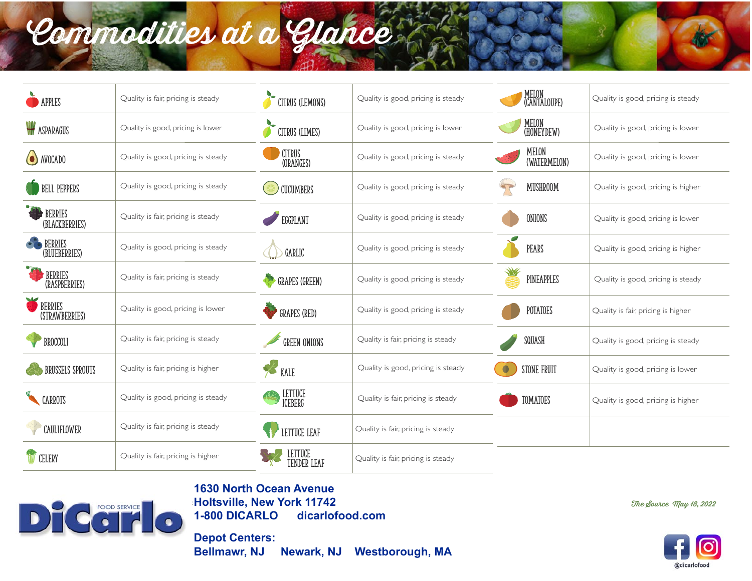# Commodities at a Glance

| | |
|---|---|
| APPLES | Quality is fair, pricing is steady |
| ASPARAGUS | Quality is good, pricing is lower |
| AVOCADO | Quality is good, pricing is steady |
| BELL PEPPERS | Quality is good, pricing is steady |
| BERRIES (BLACKBERRIES) | Quality is fair, pricing is steady |
| BERRIES (BLUEBERRIES) | Quality is good, pricing is steady |
| BERRIES (RASPBERRIES) | Quality is fair, pricing is steady |
| BERRIES (STRAWBERRIES) | Quality is good, pricing is lower |
| BROCCOLI | Quality is fair, pricing is steady |
| BRUSSELS SPROUTS | Quality is fair, pricing is higher |
| CARROTS | Quality is good, pricing is steady |
| CAULIFLOWER | Quality is fair, pricing is steady |
| CELERY | Quality is fair, pricing is higher |
| CITRUS (LEMONS) | Quality is good, pricing is steady |
| CITRUS (LIMES) | Quality is good, pricing is lower |
| CITRUS (ORANGES) | Quality is good, pricing is steady |
| CUCUMBERS | Quality is good, pricing is steady |
| EGGPLANT | Quality is good, pricing is steady |
| GARLIC | Quality is good, pricing is steady |
| GRAPES (GREEN) | Quality is good, pricing is steady |
| GRAPES (RED) | Quality is good, pricing is steady |
| GREEN ONIONS | Quality is fair, pricing is steady |
| KALE | Quality is good, pricing is steady |
| LETTUCE ICEBERG | Quality is fair, pricing is steady |
| LETTUCE LEAF | Quality is fair, pricing is steady |
| LETTUCE TENDER LEAF | Quality is fair, pricing is steady |
| MELON (CANTALOUPE) | Quality is good, pricing is steady |
| MELON (HONEYDEW) | Quality is good, pricing is lower |
| MELON (WATERMELON) | Quality is good, pricing is lower |
| MUSHROOM | Quality is good, pricing is higher |
| ONIONS | Quality is good, pricing is lower |
| PEARS | Quality is good, pricing is higher |
| PINEAPPLES | Quality is good, pricing is steady |
| POTATOES | Quality is fair, pricing is higher |
| SQUASH | Quality is good, pricing is steady |
| STONE FRUIT | Quality is good, pricing is lower |
| TOMATOES | Quality is good, pricing is higher |

**DiCarlo** FOOD SERVICE

**1630 North Ocean Avenue**
**Holtsville, New York 11742**
**1-800 DICARLO dicarlofood.com**

**Depot Centers:**
**Bellmawr, NJ Newark, NJ Westborough, MA**

*The Source May 18, 2022*

@dicarlofood